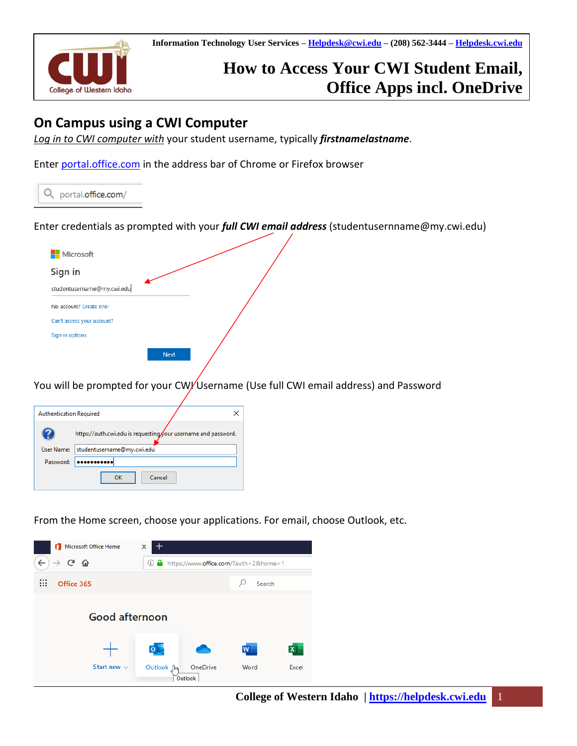Information Technology User Services – [Helpdesk@cwi.edu](mailto:Helpdesk@cwi.edu) – (208) 562-3444 – [Helpdesk.cwi.edu](https://helpdesk.cwi.edu)

# How to Access Your CWI Student Email, Office Apps incl. OneDrive

## On Campus using a CWI Computer

*Log in to CWI computer with* your student username, typically ***firstnamelastname***.

Enter [portal.office.com](https://portal.office.com) in the address bar of Chrome or Firefox browser

portal.office.com/

Enter credentials as prompted with your ***full CWI email address*** (studentusername@my.cwi.edu)

Microsoft

Sign in

studentusername@my.cwi.edu

No account? Create one!

Can't access your account?

Sign-in options

Next

You will be prompted for your CWI Username (Use full CWI email address) and Password

Authentication Required

https://auth.cwi.edu is requesting your username and password.

User Name: studentusername@my.cwi.edu

Password: ••••••••••

OK Cancel

From the Home screen, choose your applications. For email, choose Outlook, etc.

Microsoft Office Home

https://www.office.com/?auth=2&home=1

Office 365 Search

Good afternoon

Start new | Outlook | OneDrive | Word | Excel

College of Western Idaho | [https://helpdesk.cwi.edu](https://helpdesk.cwi.edu)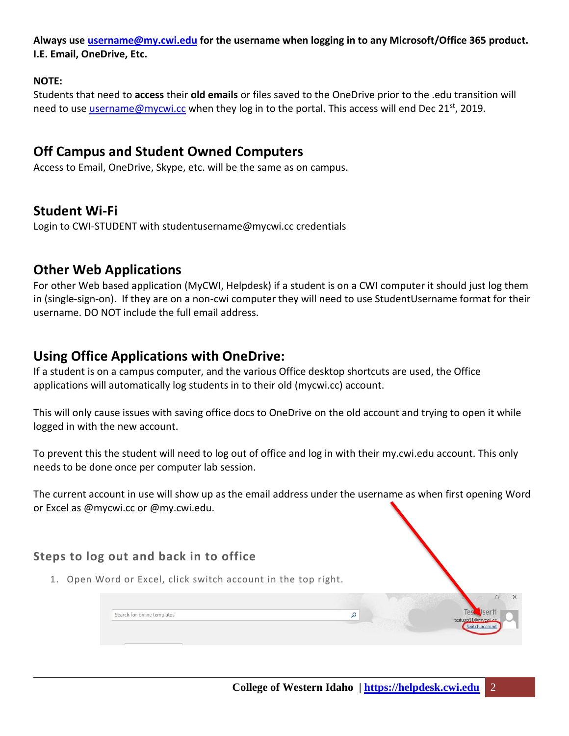**Always use username@my.cwi.edu for the username when logging in to any Microsoft/Office 365 product. I.E. Email, OneDrive, Etc.**

**NOTE:**

Students that need to **access** their **old emails** or files saved to the OneDrive prior to the .edu transition will need to use username@mycwi.cc when they log in to the portal. This access will end Dec 21st, 2019.

## Off Campus and Student Owned Computers

Access to Email, OneDrive, Skype, etc. will be the same as on campus.

## Student Wi-Fi

Login to CWI-STUDENT with studentusername@mycwi.cc credentials

## Other Web Applications

For other Web based application (MyCWI, Helpdesk) if a student is on a CWI computer it should just log them in (single-sign-on). If they are on a non-cwi computer they will need to use StudentUsername format for their username. DO NOT include the full email address.

## Using Office Applications with OneDrive:

If a student is on a campus computer, and the various Office desktop shortcuts are used, the Office applications will automatically log students in to their old (mycwi.cc) account.

This will only cause issues with saving office docs to OneDrive on the old account and trying to open it while logged in with the new account.

To prevent this the student will need to log out of office and log in with their my.cwi.edu account. This only needs to be done once per computer lab session.

The current account in use will show up as the email address under the username as when first opening Word or Excel as @mycwi.cc or @my.cwi.edu.

### Steps to log out and back in to office

1. Open Word or Excel, click switch account in the top right.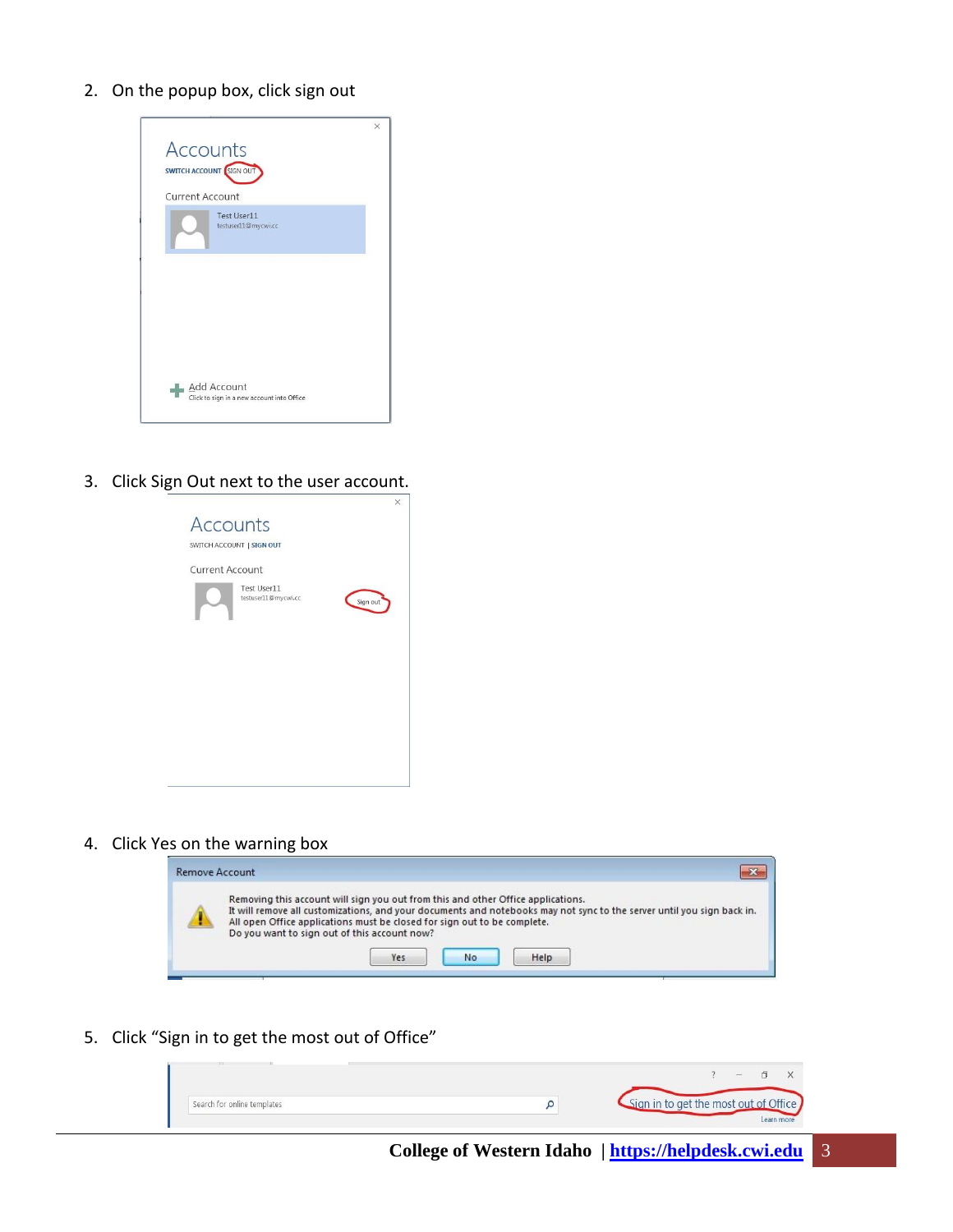2. On the popup box, click sign out

3. Click Sign Out next to the user account.

4. Click Yes on the warning box

5. Click "Sign in to get the most out of Office"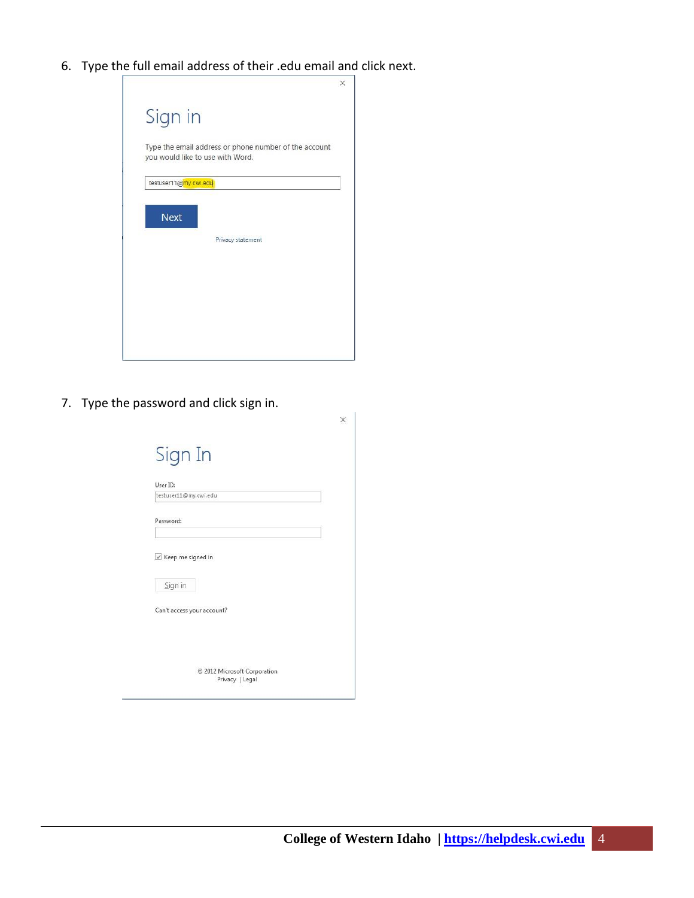6. Type the full email address of their .edu email and click next.

Sign in

Type the email address or phone number of the account you would like to use with Word.

testuser11@my.cwi.edu

Next

Privacy statement

7. Type the password and click sign in.

Sign In

User ID:

testuser11@my.cwi.edu

Password:

Keep me signed in

Sign in

Can't access your account?

© 2012 Microsoft Corporation

Privacy | Legal

College of Western Idaho | https://helpdesk.cwi.edu